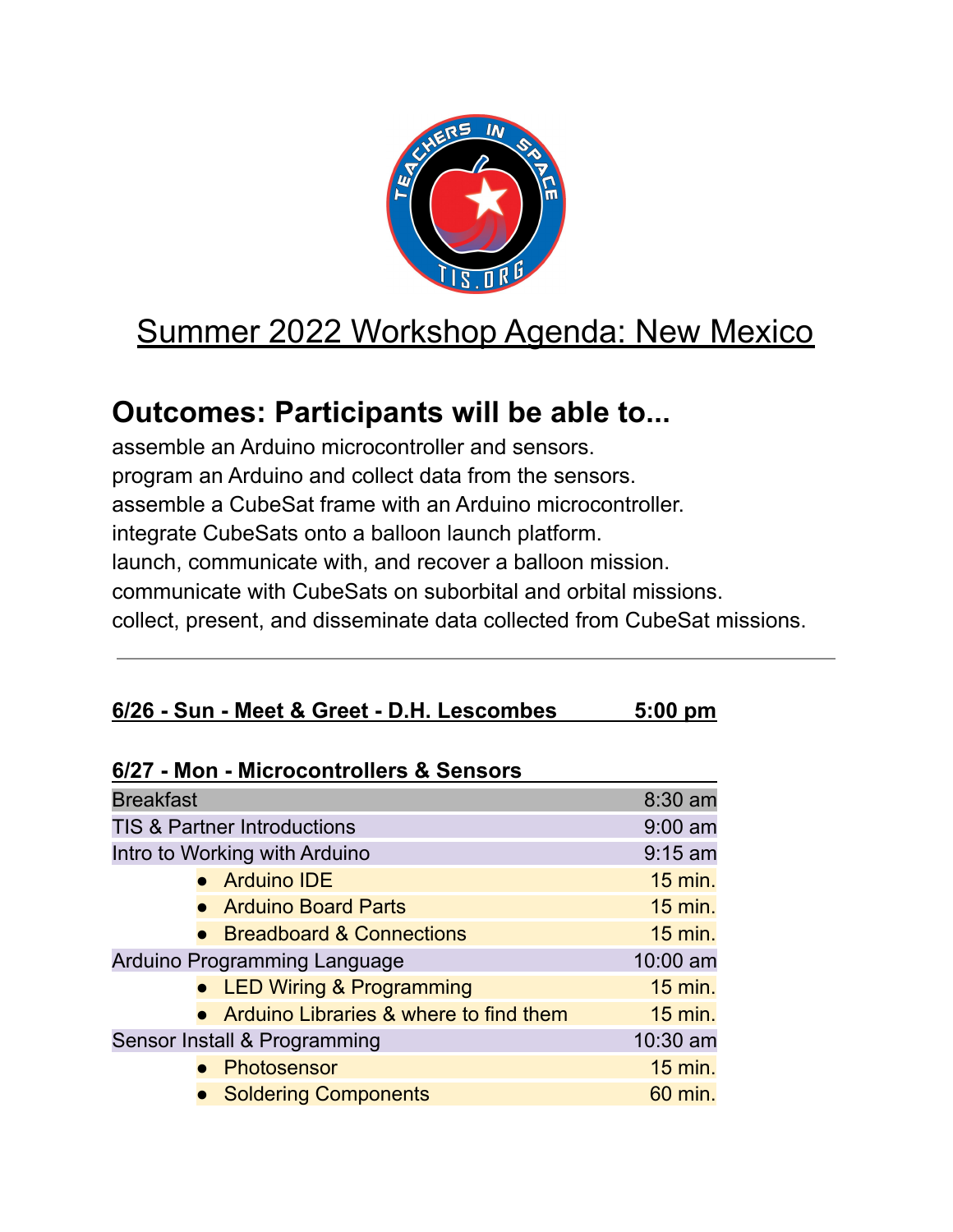# Summary 2022 Workshop Agenda: New Mexico

## Outcomes: Participants will be able to...

assemble an Arduino microcontroller and sensors.
program an Arduino and collect data from the sensors.
assemble a CubeSat frame with an Arduino microcontroller.
integrate CubeSats onto a balloon launch platform.
launch, communicate with, and recover a balloon mission.
communicate with CubeSats on suborbital and orbital missions.
collect, present, and disseminate data collected from CubeSat missions.

---

**6/26 - Sun - Meet & Greet - D.H. Lescombes 5:00 pm**

**6/27 - Mon - Microcontrollers & Sensors**

| | |
|---|---|
| Breakfast | 8:30 am |
| TIS & Partner Introductions | 9:00 am |
| Intro to Working with Arduino | 9:15 am |
| • Arduino IDE | 15 min. |
| • Arduino Board Parts | 15 min. |
| • Breadboard & Connections | 15 min. |
| Arduino Programming Language | 10:00 am |
| • LED Wiring & Programming | 15 min. |
| • Arduino Libraries & where to find them | 15 min. |
| Sensor Install & Programming | 10:30 am |
| • Photosensor | 15 min. |
| • Soldering Components | 60 min. |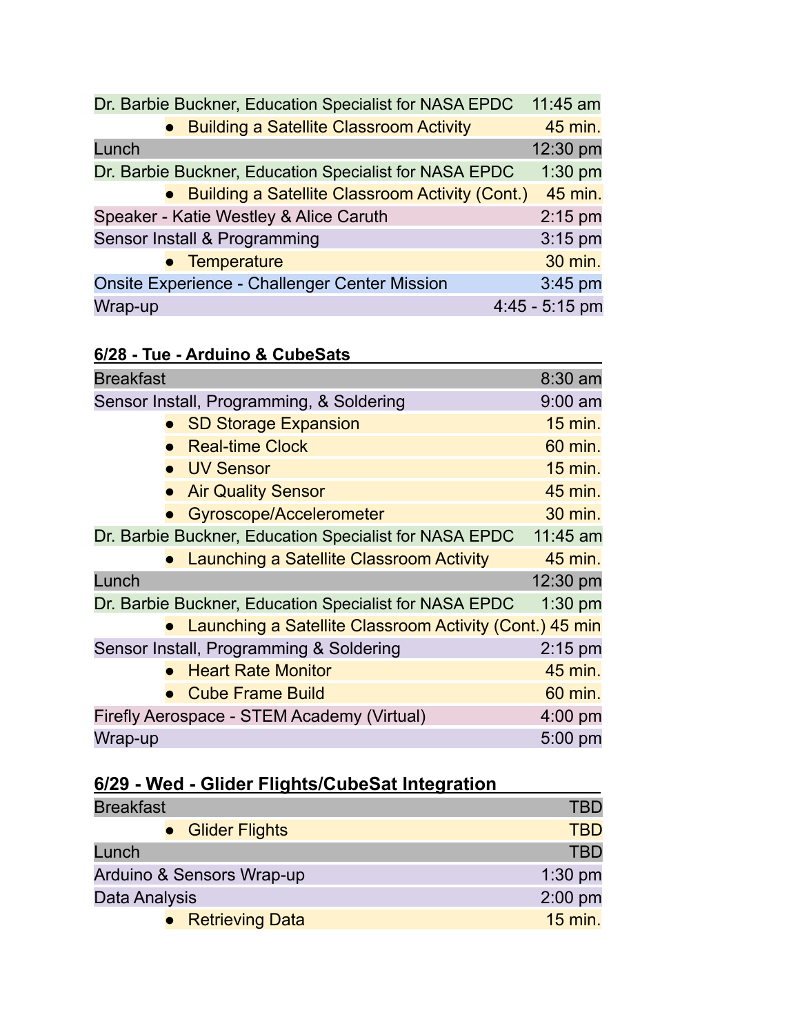| | |
|---|---|
| Dr. Barbie Buckner, Education Specialist for NASA EPDC | 11:45 am |
| • Building a Satellite Classroom Activity | 45 min. |
| Lunch | 12:30 pm |
| Dr. Barbie Buckner, Education Specialist for NASA EPDC | 1:30 pm |
| • Building a Satellite Classroom Activity (Cont.) | 45 min. |
| Speaker - Katie Westley & Alice Caruth | 2:15 pm |
| Sensor Install & Programming | 3:15 pm |
| • Temperature | 30 min. |
| Onsite Experience - Challenger Center Mission | 3:45 pm |
| Wrap-up | 4:45 - 5:15 pm |

**6/28 - Tue - Arduino & CubeSats**

| | |
|---|---|
| Breakfast | 8:30 am |
| Sensor Install, Programming, & Soldering | 9:00 am |
| • SD Storage Expansion | 15 min. |
| • Real-time Clock | 60 min. |
| • UV Sensor | 15 min. |
| • Air Quality Sensor | 45 min. |
| • Gyroscope/Accelerometer | 30 min. |
| Dr. Barbie Buckner, Education Specialist for NASA EPDC | 11:45 am |
| • Launching a Satellite Classroom Activity | 45 min. |
| Lunch | 12:30 pm |
| Dr. Barbie Buckner, Education Specialist for NASA EPDC | 1:30 pm |
| • Launching a Satellite Classroom Activity (Cont.) | 45 min |
| Sensor Install, Programming & Soldering | 2:15 pm |
| • Heart Rate Monitor | 45 min. |
| • Cube Frame Build | 60 min. |
| Firefly Aerospace - STEM Academy (Virtual) | 4:00 pm |
| Wrap-up | 5:00 pm |

**6/29 - Wed - Glider Flights/CubeSat Integration**

| | |
|---|---|
| Breakfast | TBD |
| • Glider Flights | TBD |
| Lunch | TBD |
| Arduino & Sensors Wrap-up | 1:30 pm |
| Data Analysis | 2:00 pm |
| • Retrieving Data | 15 min. |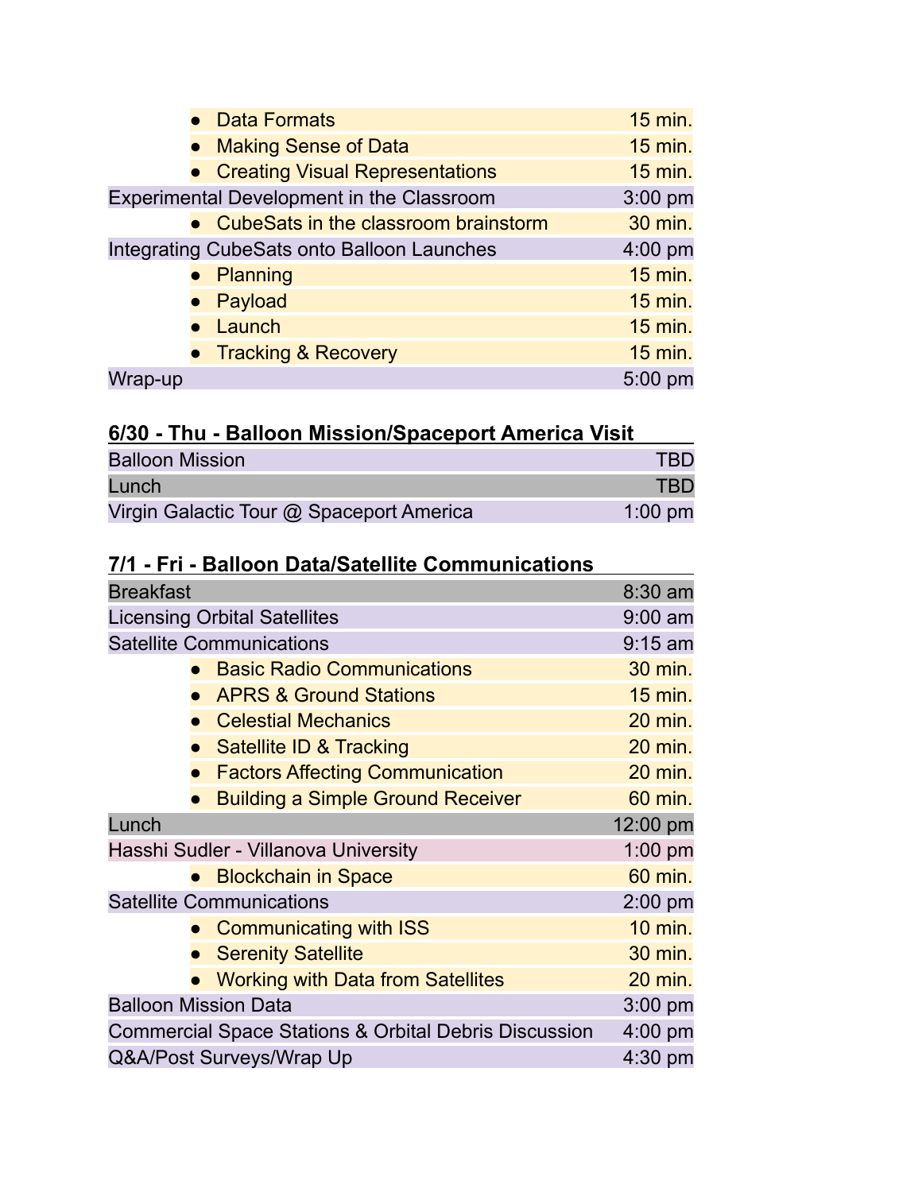| | |
|---|---|
| • Data Formats | 15 min. |
| • Making Sense of Data | 15 min. |
| • Creating Visual Representations | 15 min. |
| Experimental Development in the Classroom | 3:00 pm |
| • CubeSats in the classroom brainstorm | 30 min. |
| Integrating CubeSats onto Balloon Launches | 4:00 pm |
| • Planning | 15 min. |
| • Payload | 15 min. |
| • Launch | 15 min. |
| • Tracking & Recovery | 15 min. |
| Wrap-up | 5:00 pm |

## 6/30 - Thu - Balloon Mission/Spaceport America Visit

| | |
|---|---|
| Balloon Mission | TBD |
| Lunch | TBD |
| Virgin Galactic Tour @ Spaceport America | 1:00 pm |

## 7/1 - Fri - Balloon Data/Satellite Communications

| | |
|---|---|
| Breakfast | 8:30 am |
| Licensing Orbital Satellites | 9:00 am |
| Satellite Communications | 9:15 am |
| • Basic Radio Communications | 30 min. |
| • APRS & Ground Stations | 15 min. |
| • Celestial Mechanics | 20 min. |
| • Satellite ID & Tracking | 20 min. |
| • Factors Affecting Communication | 20 min. |
| • Building a Simple Ground Receiver | 60 min. |
| Lunch | 12:00 pm |
| Hasshi Sudler - Villanova University | 1:00 pm |
| • Blockchain in Space | 60 min. |
| Satellite Communications | 2:00 pm |
| • Communicating with ISS | 10 min. |
| • Serenity Satellite | 30 min. |
| • Working with Data from Satellites | 20 min. |
| Balloon Mission Data | 3:00 pm |
| Commercial Space Stations & Orbital Debris Discussion | 4:00 pm |
| Q&A/Post Surveys/Wrap Up | 4:30 pm |